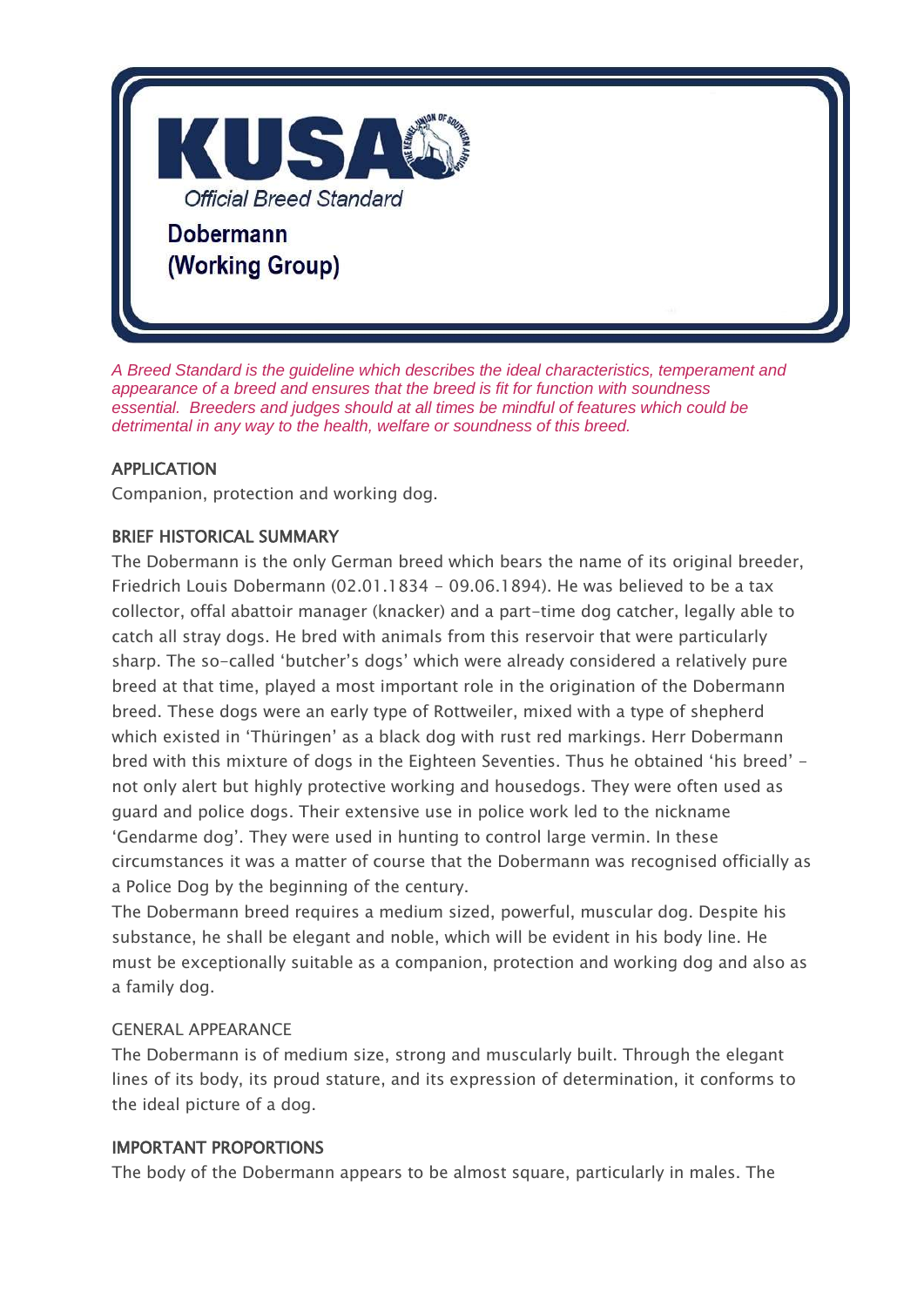# KUSA

Official Breed Standard

## Dobermann (Working Group)

*A Breed Standard is the guideline which describes the ideal characteristics, temperament and appearance of a breed and ensures that the breed is fit for function with soundness essential. Breeders and judges should at all times be mindful of features which could be detrimental in any way to the health, welfare or soundness of this breed.*

### APPLICATION

Companion, protection and working dog.

### BRIEF HISTORICAL SUMMARY

The Dobermann is the only German breed which bears the name of its original breeder, Friedrich Louis Dobermann (02.01.1834 - 09.06.1894). He was believed to be a tax collector, offal abattoir manager (knacker) and a part-time dog catcher, legally able to catch all stray dogs. He bred with animals from this reservoir that were particularly sharp. The so-called 'butcher's dogs' which were already considered a relatively pure breed at that time, played a most important role in the origination of the Dobermann breed. These dogs were an early type of Rottweiler, mixed with a type of shepherd which existed in 'Thüringen' as a black dog with rust red markings. Herr Dobermann bred with this mixture of dogs in the Eighteen Seventies. Thus he obtained 'his breed' - not only alert but highly protective working and housedogs. They were often used as guard and police dogs. Their extensive use in police work led to the nickname 'Gendarme dog'. They were used in hunting to control large vermin. In these circumstances it was a matter of course that the Dobermann was recognised officially as a Police Dog by the beginning of the century.

The Dobermann breed requires a medium sized, powerful, muscular dog. Despite his substance, he shall be elegant and noble, which will be evident in his body line. He must be exceptionally suitable as a companion, protection and working dog and also as a family dog.

### GENERAL APPEARANCE

The Dobermann is of medium size, strong and muscularly built. Through the elegant lines of its body, its proud stature, and its expression of determination, it conforms to the ideal picture of a dog.

### IMPORTANT PROPORTIONS

The body of the Dobermann appears to be almost square, particularly in males. The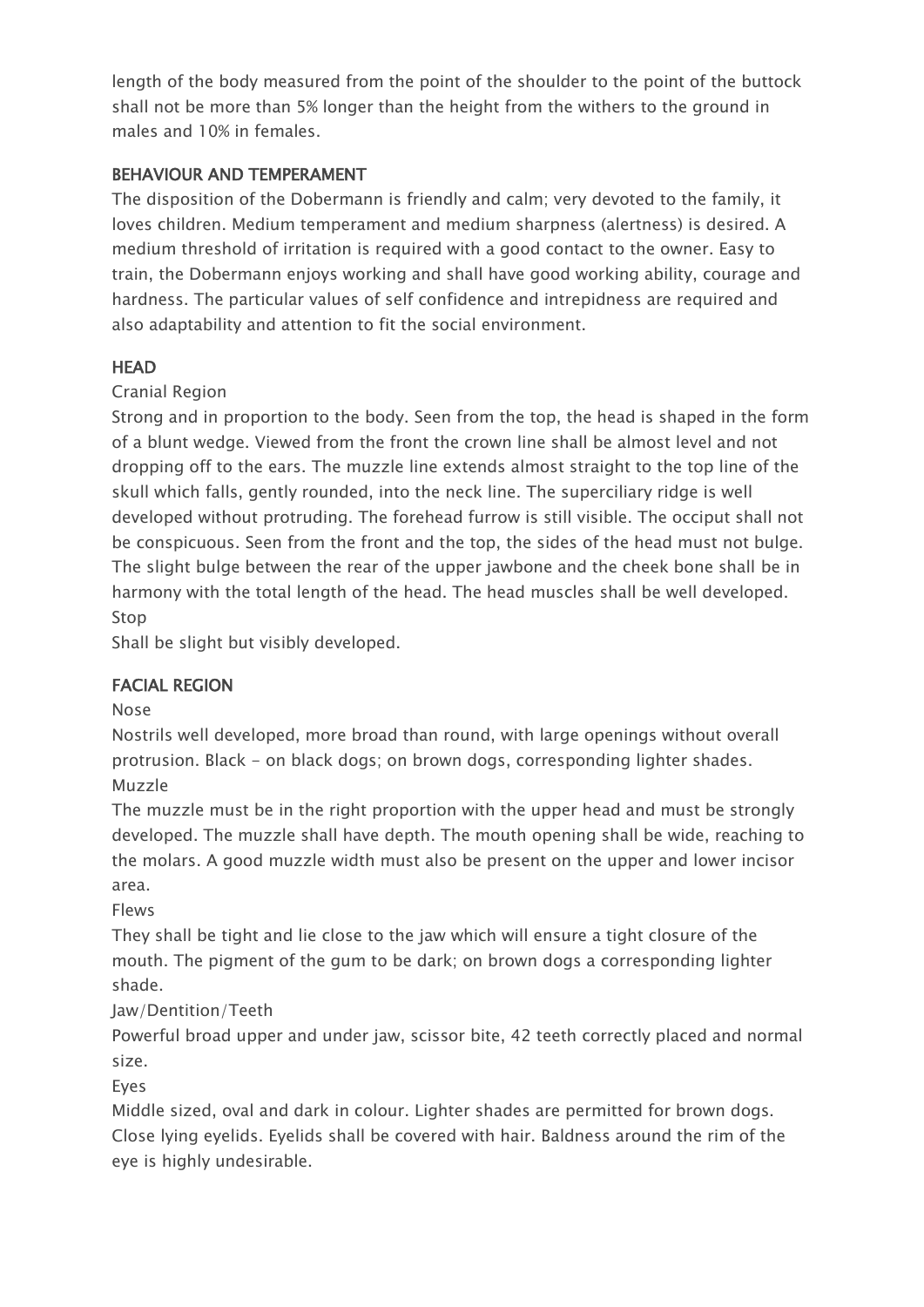length of the body measured from the point of the shoulder to the point of the buttock shall not be more than 5% longer than the height from the withers to the ground in males and 10% in females.

## BEHAVIOUR AND TEMPERAMENT

The disposition of the Dobermann is friendly and calm; very devoted to the family, it loves children. Medium temperament and medium sharpness (alertness) is desired. A medium threshold of irritation is required with a good contact to the owner. Easy to train, the Dobermann enjoys working and shall have good working ability, courage and hardness. The particular values of self confidence and intrepidness are required and also adaptability and attention to fit the social environment.

## HEAD

### Cranial Region

Strong and in proportion to the body. Seen from the top, the head is shaped in the form of a blunt wedge. Viewed from the front the crown line shall be almost level and not dropping off to the ears. The muzzle line extends almost straight to the top line of the skull which falls, gently rounded, into the neck line. The superciliary ridge is well developed without protruding. The forehead furrow is still visible. The occiput shall not be conspicuous. Seen from the front and the top, the sides of the head must not bulge. The slight bulge between the rear of the upper jawbone and the cheek bone shall be in harmony with the total length of the head. The head muscles shall be well developed.

### Stop

Shall be slight but visibly developed.

## FACIAL REGION

### Nose

Nostrils well developed, more broad than round, with large openings without overall protrusion. Black - on black dogs; on brown dogs, corresponding lighter shades.

### Muzzle

The muzzle must be in the right proportion with the upper head and must be strongly developed. The muzzle shall have depth. The mouth opening shall be wide, reaching to the molars. A good muzzle width must also be present on the upper and lower incisor area.

### Flews

They shall be tight and lie close to the jaw which will ensure a tight closure of the mouth. The pigment of the gum to be dark; on brown dogs a corresponding lighter shade.

### Jaw/Dentition/Teeth

Powerful broad upper and under jaw, scissor bite, 42 teeth correctly placed and normal size.

### Eyes

Middle sized, oval and dark in colour. Lighter shades are permitted for brown dogs. Close lying eyelids. Eyelids shall be covered with hair. Baldness around the rim of the eye is highly undesirable.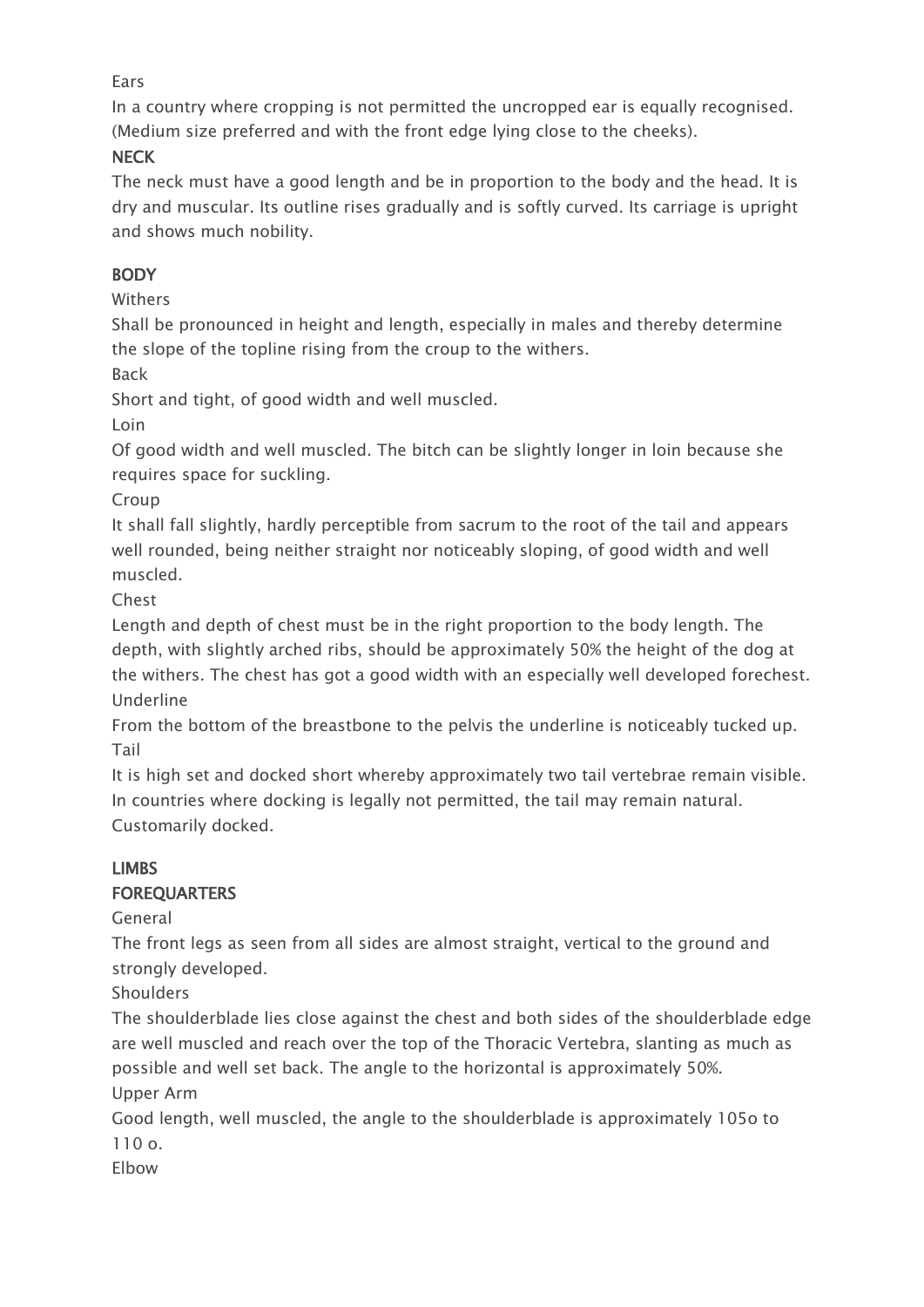Ears

In a country where cropping is not permitted the uncropped ear is equally recognised. (Medium size preferred and with the front edge lying close to the cheeks).

## NECK

The neck must have a good length and be in proportion to the body and the head. It is dry and muscular. Its outline rises gradually and is softly curved. Its carriage is upright and shows much nobility.

## BODY

Withers

Shall be pronounced in height and length, especially in males and thereby determine the slope of the topline rising from the croup to the withers.

Back

Short and tight, of good width and well muscled.

Loin

Of good width and well muscled. The bitch can be slightly longer in loin because she requires space for suckling.

Croup

It shall fall slightly, hardly perceptible from sacrum to the root of the tail and appears well rounded, being neither straight nor noticeably sloping, of good width and well muscled.

Chest

Length and depth of chest must be in the right proportion to the body length. The depth, with slightly arched ribs, should be approximately 50% the height of the dog at the withers. The chest has got a good width with an especially well developed forechest.

Underline

From the bottom of the breastbone to the pelvis the underline is noticeably tucked up.

Tail

It is high set and docked short whereby approximately two tail vertebrae remain visible. In countries where docking is legally not permitted, the tail may remain natural. Customarily docked.

## LIMBS

## FOREQUARTERS

General

The front legs as seen from all sides are almost straight, vertical to the ground and strongly developed.

Shoulders

The shoulderblade lies close against the chest and both sides of the shoulderblade edge are well muscled and reach over the top of the Thoracic Vertebra, slanting as much as possible and well set back. The angle to the horizontal is approximately 50%.

Upper Arm

Good length, well muscled, the angle to the shoulderblade is approximately 105o to 110 o.

Elbow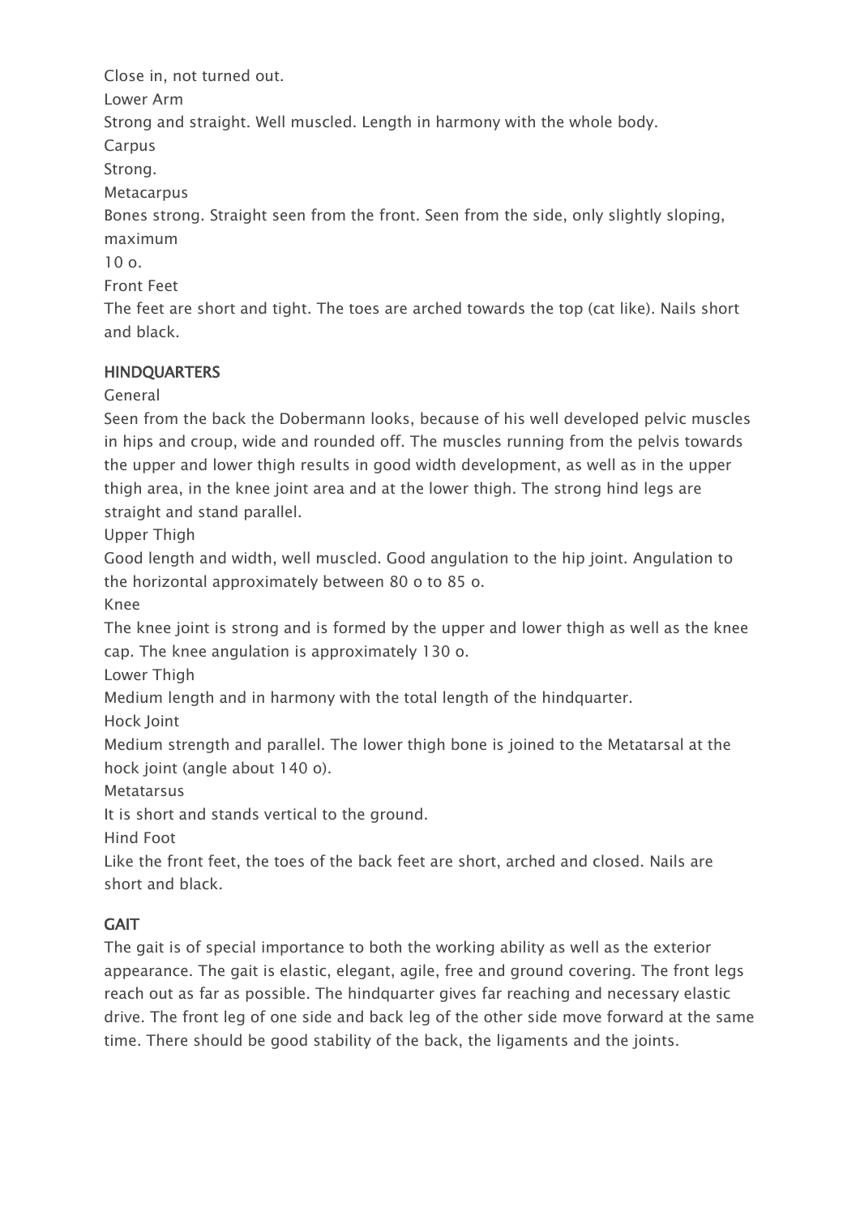Close in, not turned out.

Lower Arm

Strong and straight. Well muscled. Length in harmony with the whole body.

Carpus

Strong.

Metacarpus

Bones strong. Straight seen from the front. Seen from the side, only slightly sloping, maximum

10 o.

Front Feet

The feet are short and tight. The toes are arched towards the top (cat like). Nails short and black.

## HINDQUARTERS

General

Seen from the back the Dobermann looks, because of his well developed pelvic muscles in hips and croup, wide and rounded off. The muscles running from the pelvis towards the upper and lower thigh results in good width development, as well as in the upper thigh area, in the knee joint area and at the lower thigh. The strong hind legs are straight and stand parallel.

Upper Thigh

Good length and width, well muscled. Good angulation to the hip joint. Angulation to the horizontal approximately between 80 o to 85 o.

Knee

The knee joint is strong and is formed by the upper and lower thigh as well as the knee cap. The knee angulation is approximately 130 o.

Lower Thigh

Medium length and in harmony with the total length of the hindquarter.

Hock Joint

Medium strength and parallel. The lower thigh bone is joined to the Metatarsal at the hock joint (angle about 140 o).

Metatarsus

It is short and stands vertical to the ground.

Hind Foot

Like the front feet, the toes of the back feet are short, arched and closed. Nails are short and black.

## GAIT

The gait is of special importance to both the working ability as well as the exterior appearance. The gait is elastic, elegant, agile, free and ground covering. The front legs reach out as far as possible. The hindquarter gives far reaching and necessary elastic drive. The front leg of one side and back leg of the other side move forward at the same time. There should be good stability of the back, the ligaments and the joints.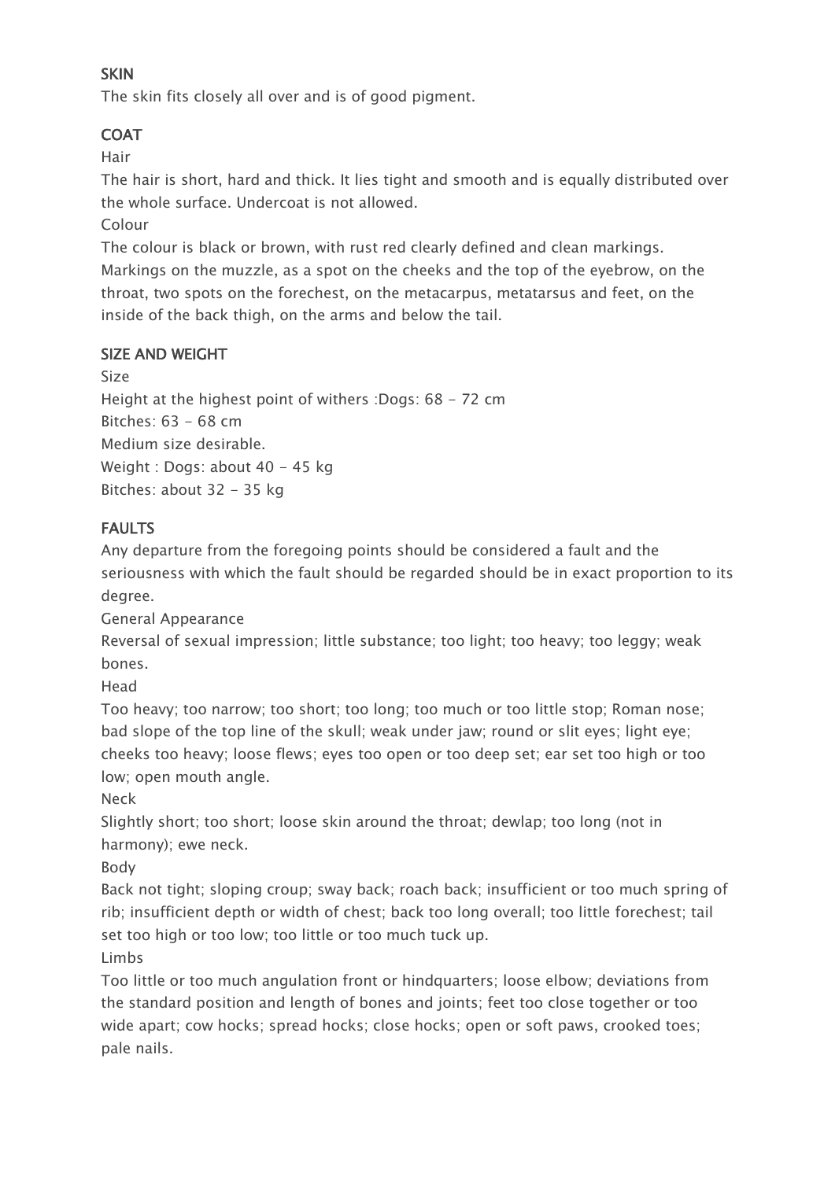## SKIN

The skin fits closely all over and is of good pigment.

## COAT

Hair

The hair is short, hard and thick. It lies tight and smooth and is equally distributed over the whole surface. Undercoat is not allowed.

Colour

The colour is black or brown, with rust red clearly defined and clean markings. Markings on the muzzle, as a spot on the cheeks and the top of the eyebrow, on the throat, two spots on the forechest, on the metacarpus, metatarsus and feet, on the inside of the back thigh, on the arms and below the tail.

## SIZE AND WEIGHT

Size

Height at the highest point of withers :Dogs: 68 - 72 cm

Bitches: 63 - 68 cm

Medium size desirable.

Weight : Dogs: about 40 - 45 kg

Bitches: about 32 - 35 kg

## FAULTS

Any departure from the foregoing points should be considered a fault and the seriousness with which the fault should be regarded should be in exact proportion to its degree.

General Appearance

Reversal of sexual impression; little substance; too light; too heavy; too leggy; weak bones.

Head

Too heavy; too narrow; too short; too long; too much or too little stop; Roman nose; bad slope of the top line of the skull; weak under jaw; round or slit eyes; light eye; cheeks too heavy; loose flews; eyes too open or too deep set; ear set too high or too low; open mouth angle.

Neck

Slightly short; too short; loose skin around the throat; dewlap; too long (not in harmony); ewe neck.

Body

Back not tight; sloping croup; sway back; roach back; insufficient or too much spring of rib; insufficient depth or width of chest; back too long overall; too little forechest; tail set too high or too low; too little or too much tuck up.

Limbs

Too little or too much angulation front or hindquarters; loose elbow; deviations from the standard position and length of bones and joints; feet too close together or too wide apart; cow hocks; spread hocks; close hocks; open or soft paws, crooked toes; pale nails.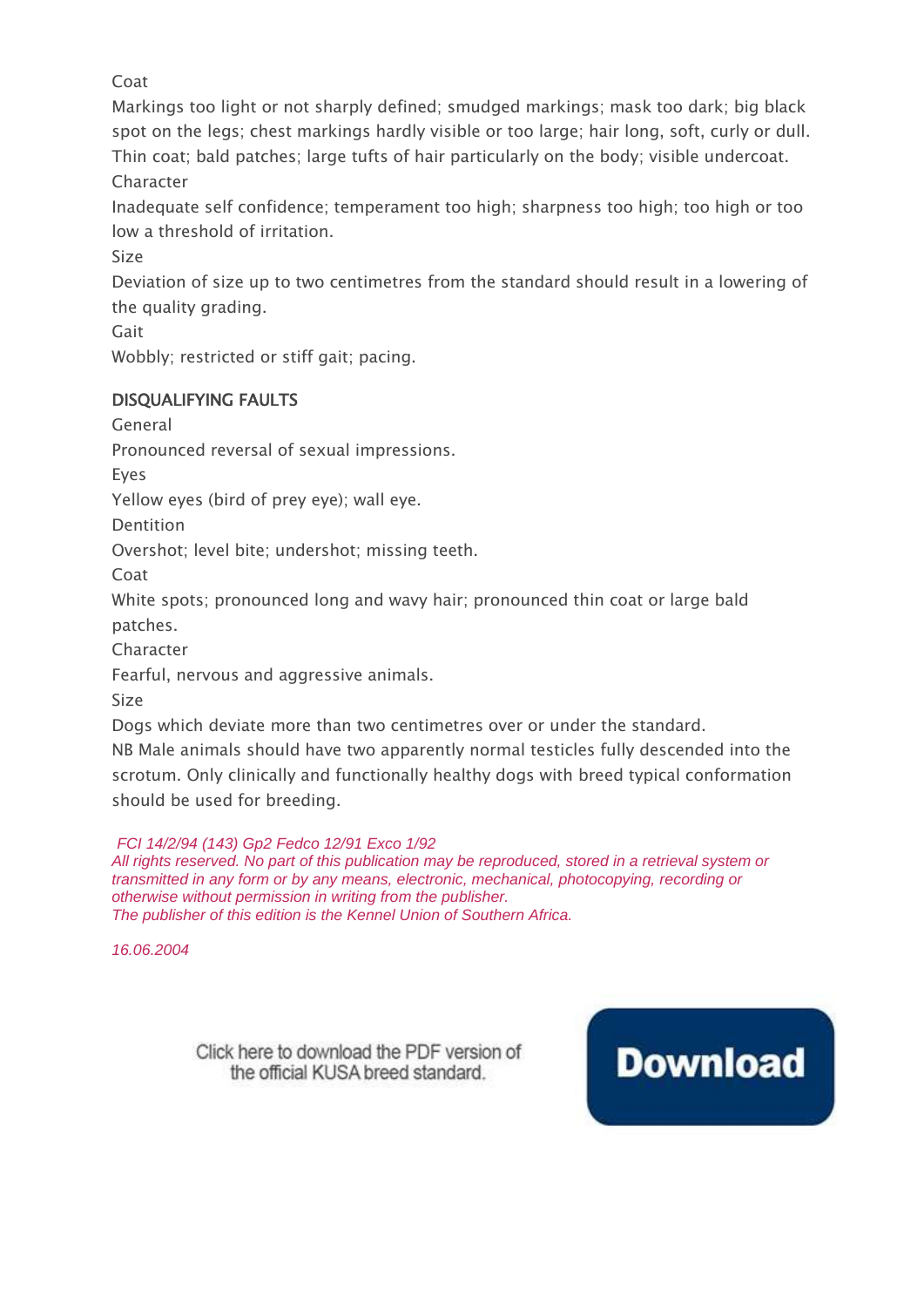Coat

Markings too light or not sharply defined; smudged markings; mask too dark; big black spot on the legs; chest markings hardly visible or too large; hair long, soft, curly or dull. Thin coat; bald patches; large tufts of hair particularly on the body; visible undercoat.

Character

Inadequate self confidence; temperament too high; sharpness too high; too high or too low a threshold of irritation.

Size

Deviation of size up to two centimetres from the standard should result in a lowering of the quality grading.

Gait

Wobbly; restricted or stiff gait; pacing.

## DISQUALIFYING FAULTS

General

Pronounced reversal of sexual impressions.

Eyes

Yellow eyes (bird of prey eye); wall eye.

Dentition

Overshot; level bite; undershot; missing teeth.

Coat

White spots; pronounced long and wavy hair; pronounced thin coat or large bald patches.

Character

Fearful, nervous and aggressive animals.

Size

Dogs which deviate more than two centimetres over or under the standard.

NB Male animals should have two apparently normal testicles fully descended into the scrotum. Only clinically and functionally healthy dogs with breed typical conformation should be used for breeding.

*FCI 14/2/94 (143) Gp2 Fedco 12/91 Exco 1/92*
*All rights reserved. No part of this publication may be reproduced, stored in a retrieval system or transmitted in any form or by any means, electronic, mechanical, photocopying, recording or otherwise without permission in writing from the publisher.*
*The publisher of this edition is the Kennel Union of Southern Africa.*

*16.06.2004*

Click here to download the PDF version of the official KUSA breed standard.

Download